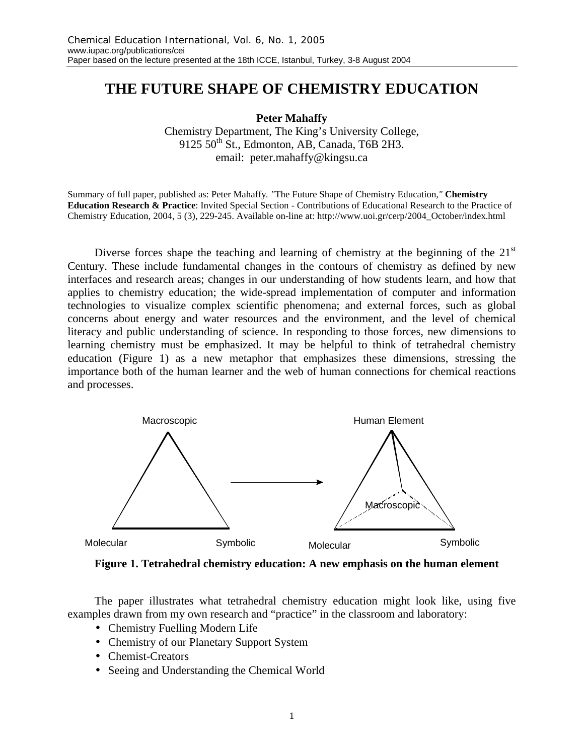# THE FUTURE SHAPE OF CHEMISTRY EDUCATION

**Peter Mahaffy**

Chemistry Department, The King's University College,
9125 50th St., Edmonton, AB, Canada, T6B 2H3.
email: peter.mahaffy@kingsu.ca

Summary of full paper, published as: Peter Mahaffy. *"The Future Shape of Chemistry Education,"* **Chemistry Education Research & Practice**: Invited Special Section - Contributions of Educational Research to the Practice of Chemistry Education, 2004, 5 (3), 229-245. Available on-line at: http://www.uoi.gr/cerp/2004_October/index.html

Diverse forces shape the teaching and learning of chemistry at the beginning of the 21st Century. These include fundamental changes in the contours of chemistry as defined by new interfaces and research areas; changes in our understanding of how students learn, and how that applies to chemistry education; the wide-spread implementation of computer and information technologies to visualize complex scientific phenomena; and external forces, such as global concerns about energy and water resources and the environment, and the level of chemical literacy and public understanding of science. In responding to those forces, new dimensions to learning chemistry must be emphasized. It may be helpful to think of tetrahedral chemistry education (Figure 1) as a new metaphor that emphasizes these dimensions, stressing the importance both of the human learner and the web of human connections for chemical reactions and processes.

**Figure 1. Tetrahedral chemistry education: A new emphasis on the human element**

The paper illustrates what tetrahedral chemistry education might look like, using five examples drawn from my own research and "practice" in the classroom and laboratory:

- Chemistry Fuelling Modern Life
- Chemistry of our Planetary Support System
- Chemist-Creators
- Seeing and Understanding the Chemical World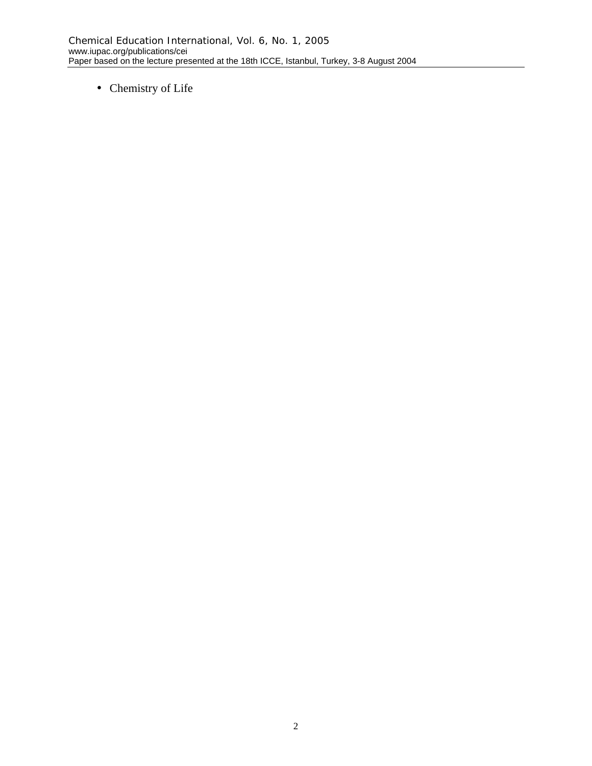- Chemistry of Life